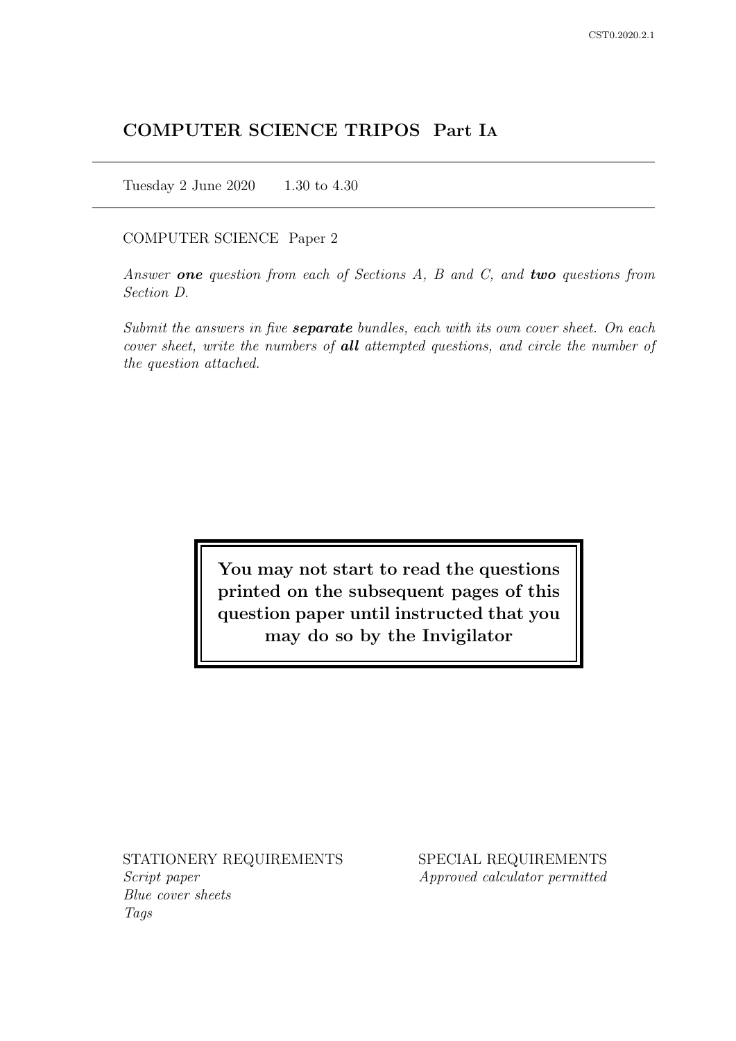CST0.2020.2.1

# COMPUTER SCIENCE TRIPOS Part IA

Tuesday 2 June 2020 1.30 to 4.30

COMPUTER SCIENCE Paper 2

*Answer **one** question from each of Sections A, B and C, and **two** questions from Section D.*

*Submit the answers in five **separate** bundles, each with its own cover sheet. On each cover sheet, write the numbers of **all** attempted questions, and circle the number of the question attached.*

**You may not start to read the questions printed on the subsequent pages of this question paper until instructed that you may do so by the Invigilator**

STATIONERY REQUIREMENTS
*Script paper*
*Blue cover sheets*
*Tags*

SPECIAL REQUIREMENTS
*Approved calculator permitted*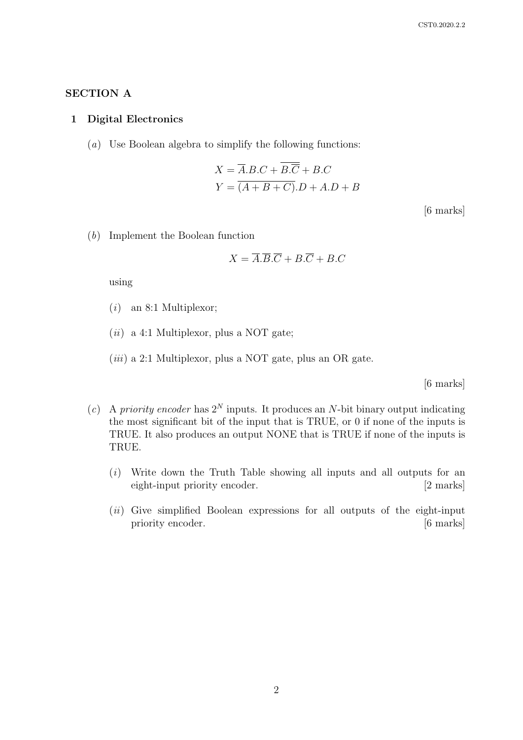## SECTION A

### 1 Digital Electronics

(*a*) Use Boolean algebra to simplify the following functions:

$$X = \overline{A}.B.C + \overline{B.\overline{C}} + B.C$$
$$Y = \overline{(A + B + C)}.D + A.D + B$$

[6 marks]

(*b*) Implement the Boolean function

$$X = \overline{A}.\overline{B}.\overline{C} + B.\overline{C} + B.C$$

using

(*i*) an 8:1 Multiplexor;

(*ii*) a 4:1 Multiplexor, plus a NOT gate;

(*iii*) a 2:1 Multiplexor, plus a NOT gate, plus an OR gate.

[6 marks]

(*c*) A *priority encoder* has $2^N$ inputs. It produces an $N$-bit binary output indicating the most significant bit of the input that is TRUE, or 0 if none of the inputs is TRUE. It also produces an output NONE that is TRUE if none of the inputs is TRUE.

(*i*) Write down the Truth Table showing all inputs and all outputs for an eight-input priority encoder. [2 marks]

(*ii*) Give simplified Boolean expressions for all outputs of the eight-input priority encoder. [6 marks]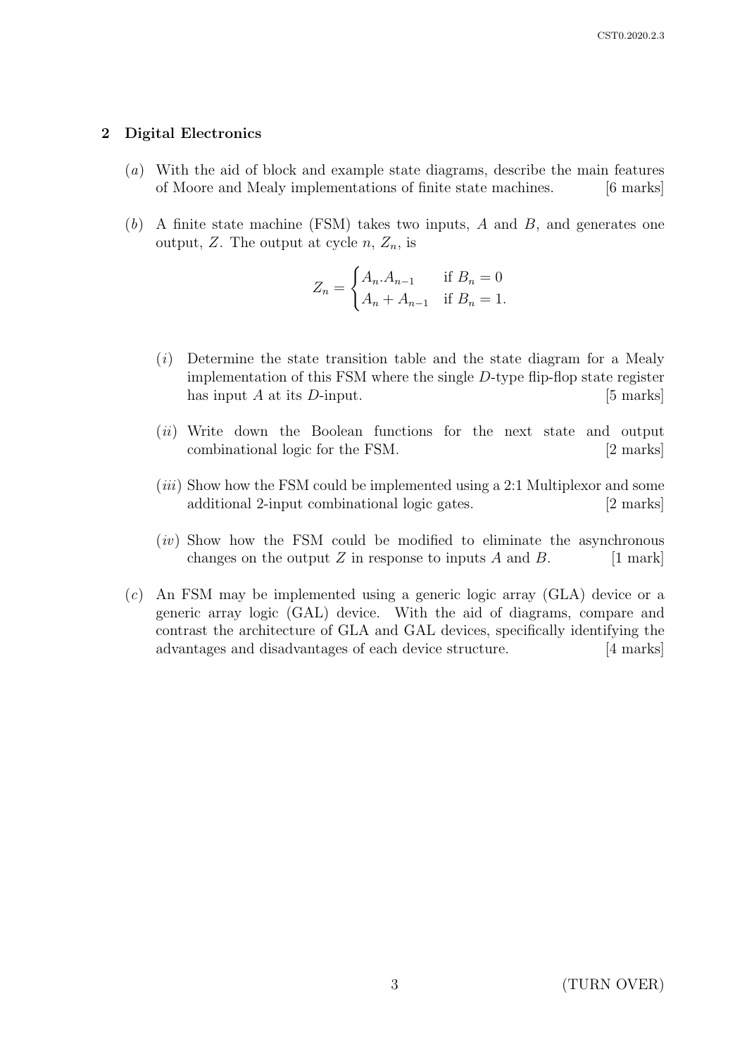## 2 Digital Electronics

(*a*) With the aid of block and example state diagrams, describe the main features of Moore and Mealy implementations of finite state machines. [6 marks]

(*b*) A finite state machine (FSM) takes two inputs, $A$ and $B$, and generates one output, $Z$. The output at cycle $n$, $Z_n$, is

$$Z_n = \begin{cases} A_n.A_{n-1} & \text{if } B_n = 0 \\ A_n + A_{n-1} & \text{if } B_n = 1. \end{cases}$$

(*i*) Determine the state transition table and the state diagram for a Mealy implementation of this FSM where the single $D$-type flip-flop state register has input $A$ at its $D$-input. [5 marks]

(*ii*) Write down the Boolean functions for the next state and output combinational logic for the FSM. [2 marks]

(*iii*) Show how the FSM could be implemented using a 2:1 Multiplexor and some additional 2-input combinational logic gates. [2 marks]

(*iv*) Show how the FSM could be modified to eliminate the asynchronous changes on the output $Z$ in response to inputs $A$ and $B$. [1 mark]

(*c*) An FSM may be implemented using a generic logic array (GLA) device or a generic array logic (GAL) device. With the aid of diagrams, compare and contrast the architecture of GLA and GAL devices, specifically identifying the advantages and disadvantages of each device structure. [4 marks]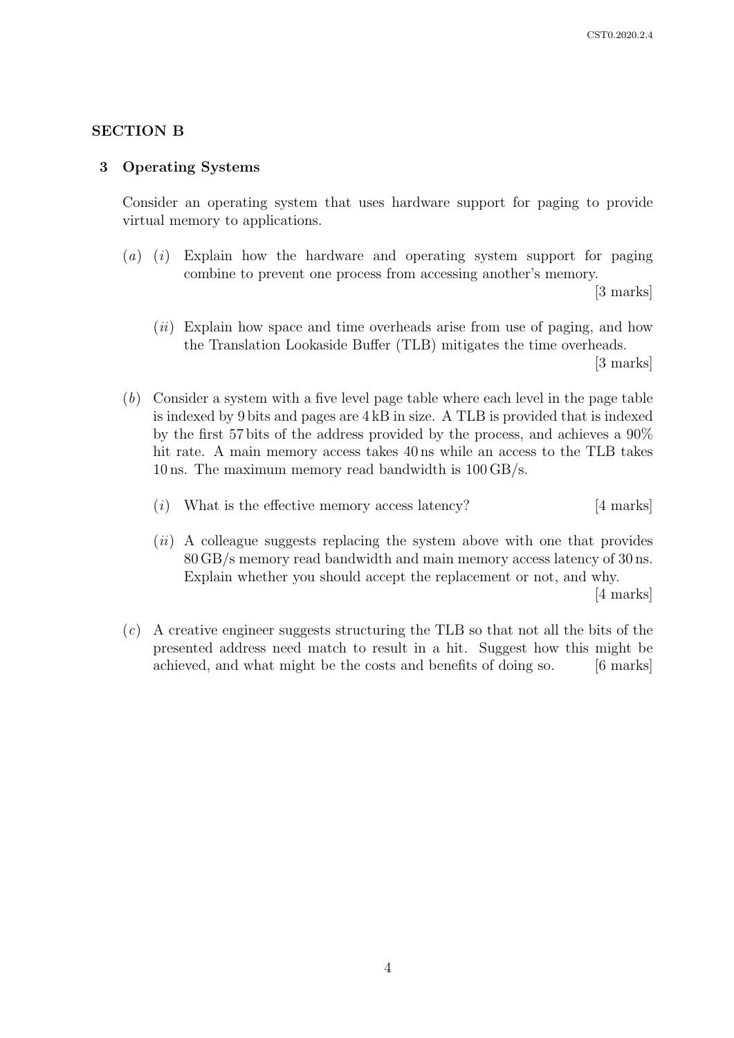## SECTION B

### 3 Operating Systems

Consider an operating system that uses hardware support for paging to provide virtual memory to applications.

(*a*) (*i*) Explain how the hardware and operating system support for paging combine to prevent one process from accessing another's memory. [3 marks]

(*ii*) Explain how space and time overheads arise from use of paging, and how the Translation Lookaside Buffer (TLB) mitigates the time overheads. [3 marks]

(*b*) Consider a system with a five level page table where each level in the page table is indexed by 9 bits and pages are 4 kB in size. A TLB is provided that is indexed by the first 57 bits of the address provided by the process, and achieves a 90% hit rate. A main memory access takes 40 ns while an access to the TLB takes 10 ns. The maximum memory read bandwidth is 100 GB/s.

(*i*) What is the effective memory access latency? [4 marks]

(*ii*) A colleague suggests replacing the system above with one that provides 80 GB/s memory read bandwidth and main memory access latency of 30 ns. Explain whether you should accept the replacement or not, and why. [4 marks]

(*c*) A creative engineer suggests structuring the TLB so that not all the bits of the presented address need match to result in a hit. Suggest how this might be achieved, and what might be the costs and benefits of doing so. [6 marks]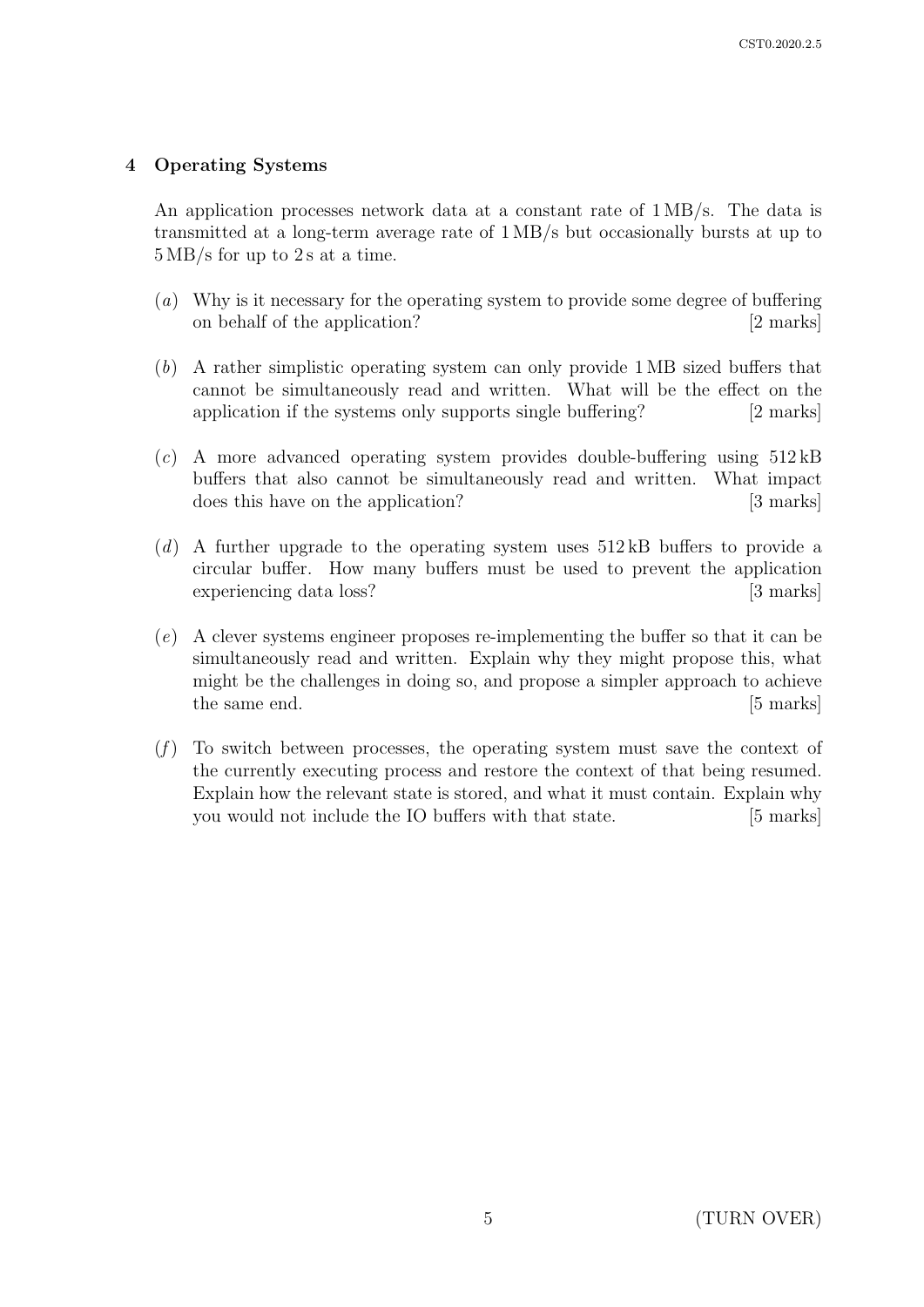## 4 Operating Systems

An application processes network data at a constant rate of 1 MB/s. The data is transmitted at a long-term average rate of 1 MB/s but occasionally bursts at up to 5 MB/s for up to 2 s at a time.

(*a*) Why is it necessary for the operating system to provide some degree of buffering on behalf of the application? [2 marks]

(*b*) A rather simplistic operating system can only provide 1 MB sized buffers that cannot be simultaneously read and written. What will be the effect on the application if the systems only supports single buffering? [2 marks]

(*c*) A more advanced operating system provides double-buffering using 512 kB buffers that also cannot be simultaneously read and written. What impact does this have on the application? [3 marks]

(*d*) A further upgrade to the operating system uses 512 kB buffers to provide a circular buffer. How many buffers must be used to prevent the application experiencing data loss? [3 marks]

(*e*) A clever systems engineer proposes re-implementing the buffer so that it can be simultaneously read and written. Explain why they might propose this, what might be the challenges in doing so, and propose a simpler approach to achieve the same end. [5 marks]

(*f*) To switch between processes, the operating system must save the context of the currently executing process and restore the context of that being resumed. Explain how the relevant state is stored, and what it must contain. Explain why you would not include the IO buffers with that state. [5 marks]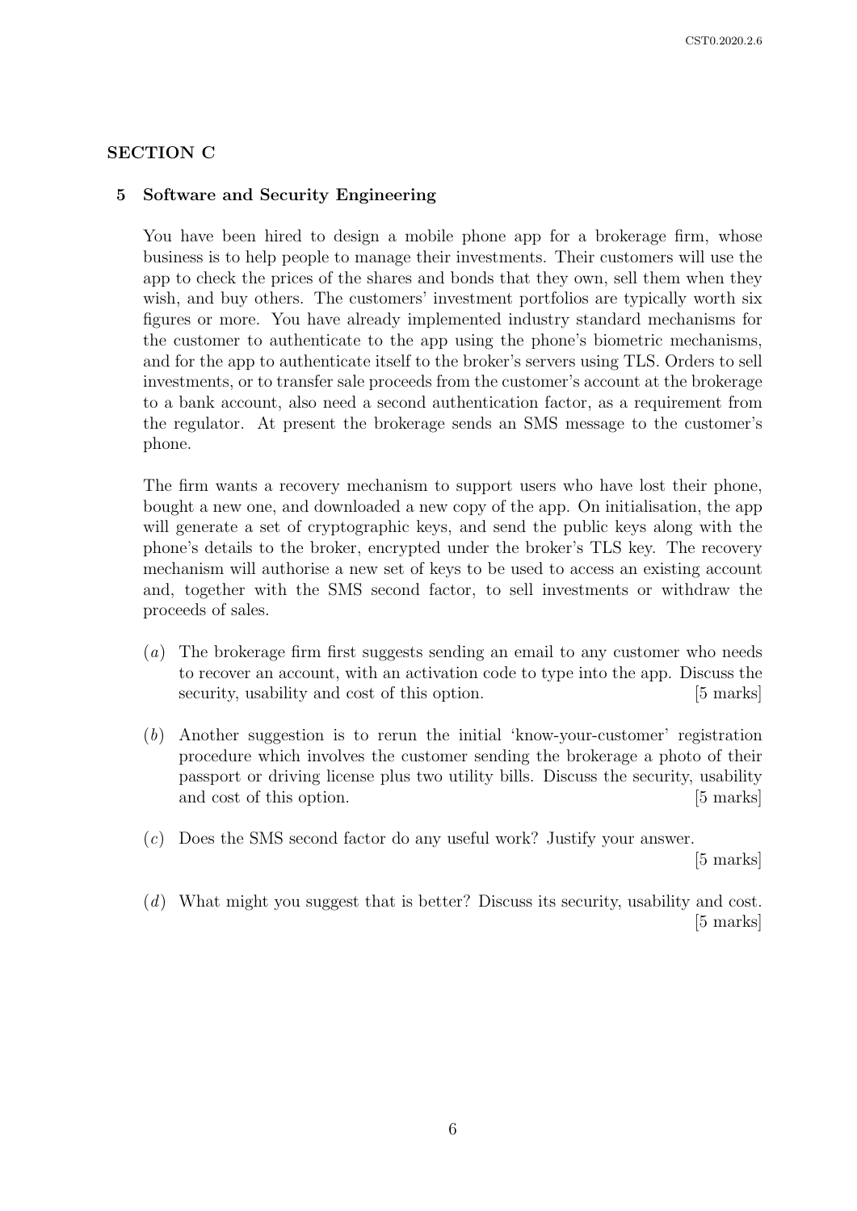## SECTION C

### 5 Software and Security Engineering

You have been hired to design a mobile phone app for a brokerage firm, whose business is to help people to manage their investments. Their customers will use the app to check the prices of the shares and bonds that they own, sell them when they wish, and buy others. The customers' investment portfolios are typically worth six figures or more. You have already implemented industry standard mechanisms for the customer to authenticate to the app using the phone's biometric mechanisms, and for the app to authenticate itself to the broker's servers using TLS. Orders to sell investments, or to transfer sale proceeds from the customer's account at the brokerage to a bank account, also need a second authentication factor, as a requirement from the regulator. At present the brokerage sends an SMS message to the customer's phone.

The firm wants a recovery mechanism to support users who have lost their phone, bought a new one, and downloaded a new copy of the app. On initialisation, the app will generate a set of cryptographic keys, and send the public keys along with the phone's details to the broker, encrypted under the broker's TLS key. The recovery mechanism will authorise a new set of keys to be used to access an existing account and, together with the SMS second factor, to sell investments or withdraw the proceeds of sales.

(*a*) The brokerage firm first suggests sending an email to any customer who needs to recover an account, with an activation code to type into the app. Discuss the security, usability and cost of this option. [5 marks]

(*b*) Another suggestion is to rerun the initial 'know-your-customer' registration procedure which involves the customer sending the brokerage a photo of their passport or driving license plus two utility bills. Discuss the security, usability and cost of this option. [5 marks]

(*c*) Does the SMS second factor do any useful work? Justify your answer. [5 marks]

(*d*) What might you suggest that is better? Discuss its security, usability and cost. [5 marks]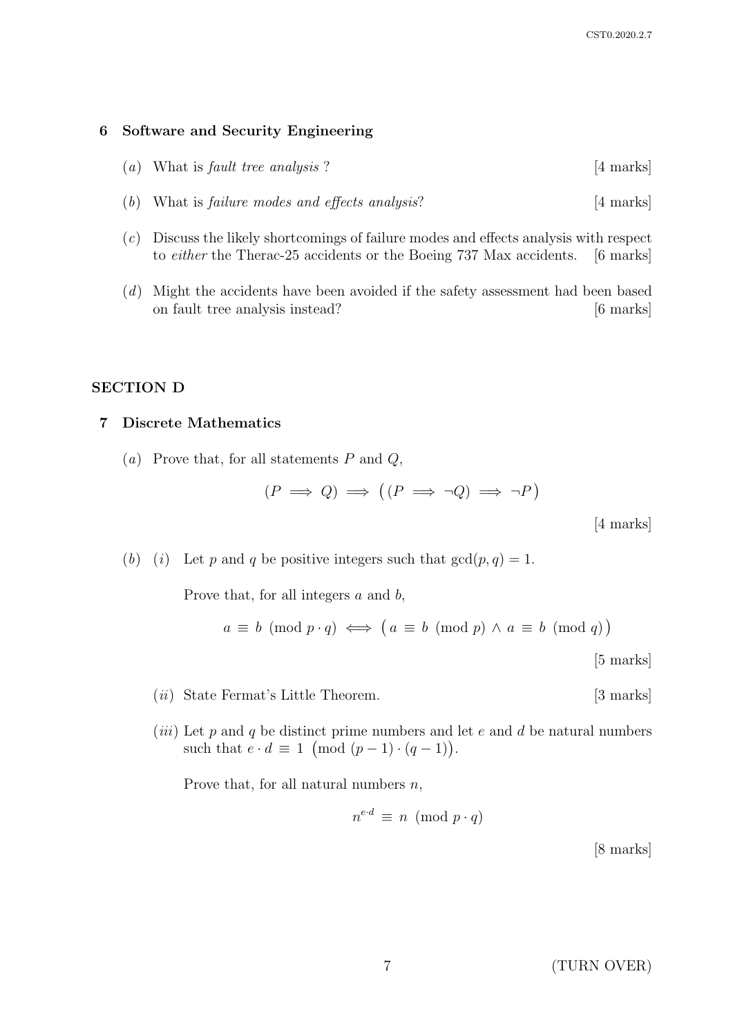## 6 Software and Security Engineering

(*a*) What is *fault tree analysis* ? [4 marks]

(*b*) What is *failure modes and effects analysis*? [4 marks]

(*c*) Discuss the likely shortcomings of failure modes and effects analysis with respect to *either* the Therac-25 accidents or the Boeing 737 Max accidents. [6 marks]

(*d*) Might the accidents have been avoided if the safety assessment had been based on fault tree analysis instead? [6 marks]

# SECTION D

## 7 Discrete Mathematics

(*a*) Prove that, for all statements $P$ and $Q$,

$$(P \implies Q) \implies \big((P \implies \neg Q) \implies \neg P\big)$$

[4 marks]

(*b*) (*i*) Let $p$ and $q$ be positive integers such that $\gcd(p,q) = 1$.

Prove that, for all integers $a$ and $b$,

$$a \equiv b \pmod{p \cdot q} \iff \big(a \equiv b \pmod{p} \wedge a \equiv b \pmod{q}\big)$$

[5 marks]

(*ii*) State Fermat's Little Theorem. [3 marks]

(*iii*) Let $p$ and $q$ be distinct prime numbers and let $e$ and $d$ be natural numbers such that $e \cdot d \equiv 1 \pmod{(p-1)\cdot(q-1)}$.

Prove that, for all natural numbers $n$,

$$n^{e \cdot d} \equiv n \pmod{p \cdot q}$$

[8 marks]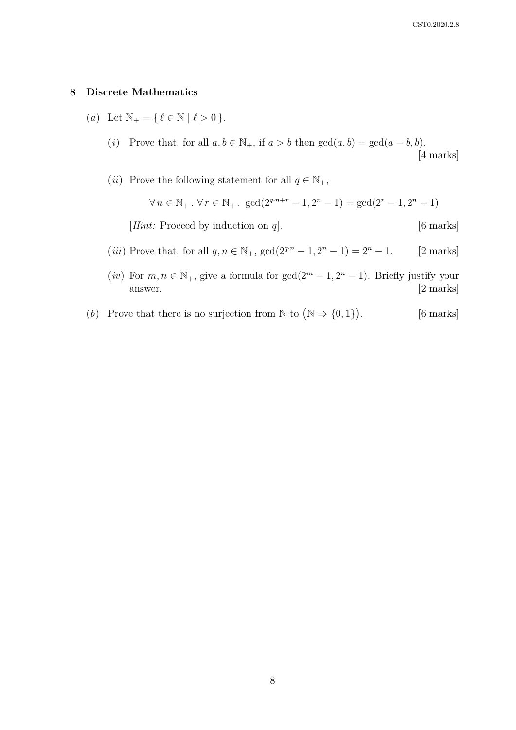## 8 Discrete Mathematics

(*a*) Let $\mathbb{N}_+ = \{\, \ell \in \mathbb{N} \mid \ell > 0 \,\}$.

(*i*) Prove that, for all $a, b \in \mathbb{N}_+$, if $a > b$ then $\gcd(a, b) = \gcd(a - b, b)$. [4 marks]

(*ii*) Prove the following statement for all $q \in \mathbb{N}_+$,

$$\forall\, n \in \mathbb{N}_+ \,.\, \forall\, r \in \mathbb{N}_+ \,.\; \gcd(2^{q \cdot n + r} - 1, 2^n - 1) = \gcd(2^r - 1, 2^n - 1)$$

[*Hint:* Proceed by induction on $q$]. [6 marks]

(*iii*) Prove that, for all $q, n \in \mathbb{N}_+$, $\gcd(2^{q \cdot n} - 1, 2^n - 1) = 2^n - 1$. [2 marks]

(*iv*) For $m, n \in \mathbb{N}_+$, give a formula for $\gcd(2^m - 1, 2^n - 1)$. Briefly justify your answer. [2 marks]

(*b*) Prove that there is no surjection from $\mathbb{N}$ to $\big(\mathbb{N} \Rightarrow \{0, 1\}\big)$. [6 marks]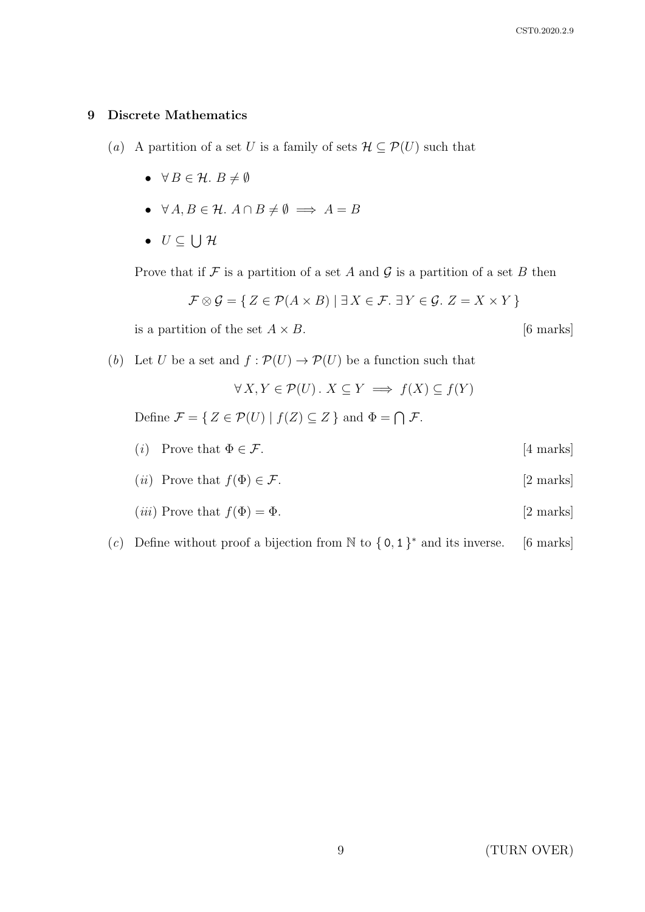## 9 Discrete Mathematics

(*a*) A partition of a set $U$ is a family of sets $\mathcal{H} \subseteq \mathcal{P}(U)$ such that

- $\forall\, B \in \mathcal{H}.\ B \neq \emptyset$
- $\forall\, A, B \in \mathcal{H}.\ A \cap B \neq \emptyset \implies A = B$
- $U \subseteq \bigcup \mathcal{H}$

Prove that if $\mathcal{F}$ is a partition of a set $A$ and $\mathcal{G}$ is a partition of a set $B$ then

$$\mathcal{F} \otimes \mathcal{G} = \{\, Z \in \mathcal{P}(A \times B) \mid \exists\, X \in \mathcal{F}.\ \exists\, Y \in \mathcal{G}.\ Z = X \times Y \,\}$$

is a partition of the set $A \times B$. [6 marks]

(*b*) Let $U$ be a set and $f : \mathcal{P}(U) \to \mathcal{P}(U)$ be a function such that

$$\forall\, X, Y \in \mathcal{P}(U)\,.\ X \subseteq Y \implies f(X) \subseteq f(Y)$$

Define $\mathcal{F} = \{\, Z \in \mathcal{P}(U) \mid f(Z) \subseteq Z \,\}$ and $\Phi = \bigcap \mathcal{F}$.

(*i*) Prove that $\Phi \in \mathcal{F}$. [4 marks]

(*ii*) Prove that $f(\Phi) \in \mathcal{F}$. [2 marks]

(*iii*) Prove that $f(\Phi) = \Phi$. [2 marks]

(*c*) Define without proof a bijection from $\mathbb{N}$ to $\{\, \mathtt{0}, \mathtt{1} \,\}^*$ and its inverse. [6 marks]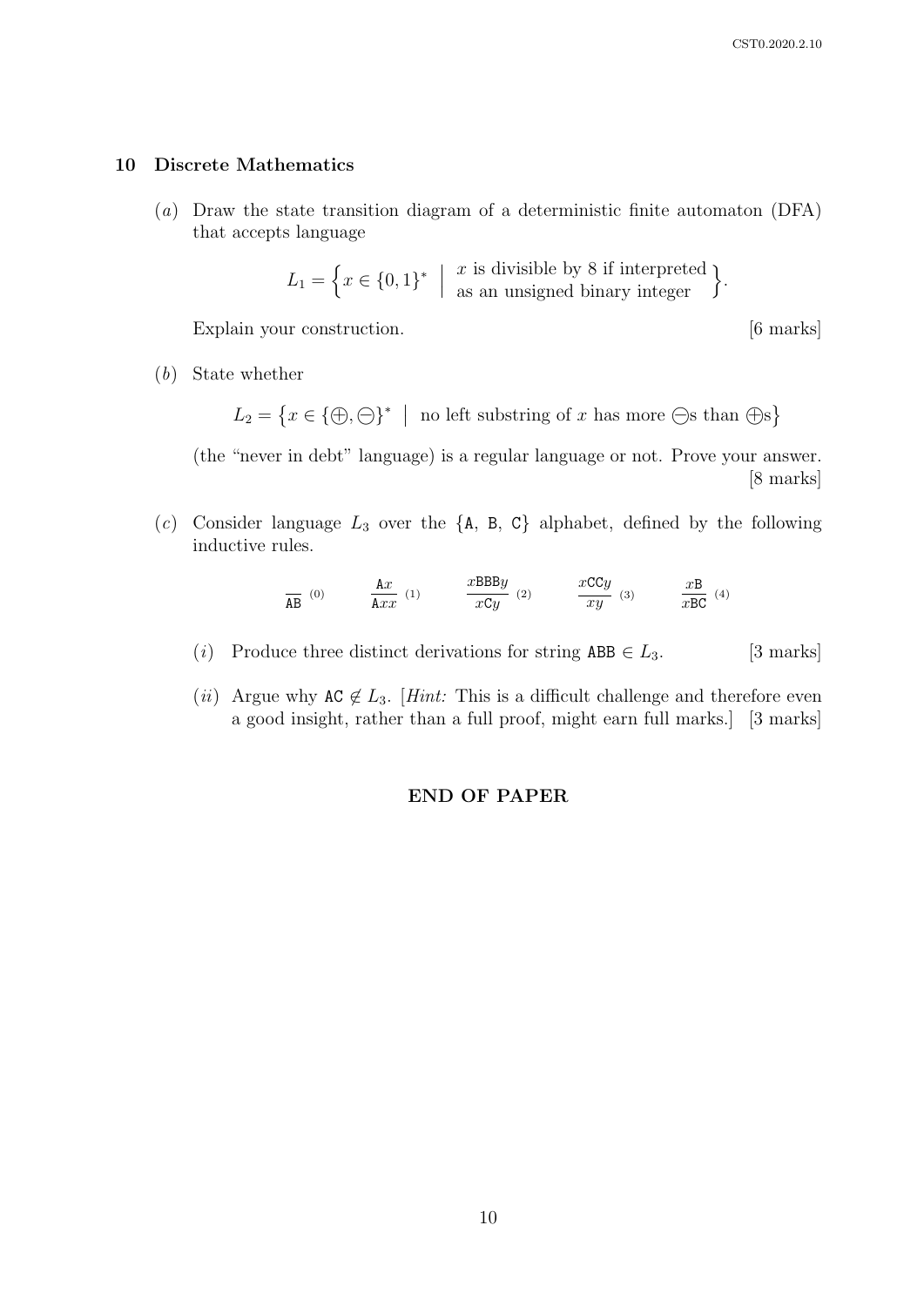## 10 Discrete Mathematics

(*a*) Draw the state transition diagram of a deterministic finite automaton (DFA) that accepts language

$$L_1 = \left\{ x \in \{0,1\}^* \;\middle|\; \begin{array}{l} x \text{ is divisible by 8 if interpreted} \\ \text{as an unsigned binary integer} \end{array} \right\}.$$

Explain your construction. [6 marks]

(*b*) State whether

$$L_2 = \left\{ x \in \{\oplus, \ominus\}^* \;\middle|\; \text{no left substring of } x \text{ has more } \ominus\text{s than } \oplus\text{s} \right\}$$

(the "never in debt" language) is a regular language or not. Prove your answer. [8 marks]

(*c*) Consider language $L_3$ over the {A, B, C} alphabet, defined by the following inductive rules.

$$\frac{}{\mathtt{AB}}\ (0) \qquad \frac{\mathtt{A}x}{\mathtt{A}xx}\ (1) \qquad \frac{x\mathtt{BBB}y}{x\mathtt{C}y}\ (2) \qquad \frac{x\mathtt{CC}y}{xy}\ (3) \qquad \frac{x\mathtt{B}}{x\mathtt{BC}}\ (4)$$

(*i*) Produce three distinct derivations for string $\mathtt{ABB} \in L_3$. [3 marks]

(*ii*) Argue why $\mathtt{AC} \notin L_3$. [*Hint:* This is a difficult challenge and therefore even a good insight, rather than a full proof, might earn full marks.] [3 marks]

**END OF PAPER**